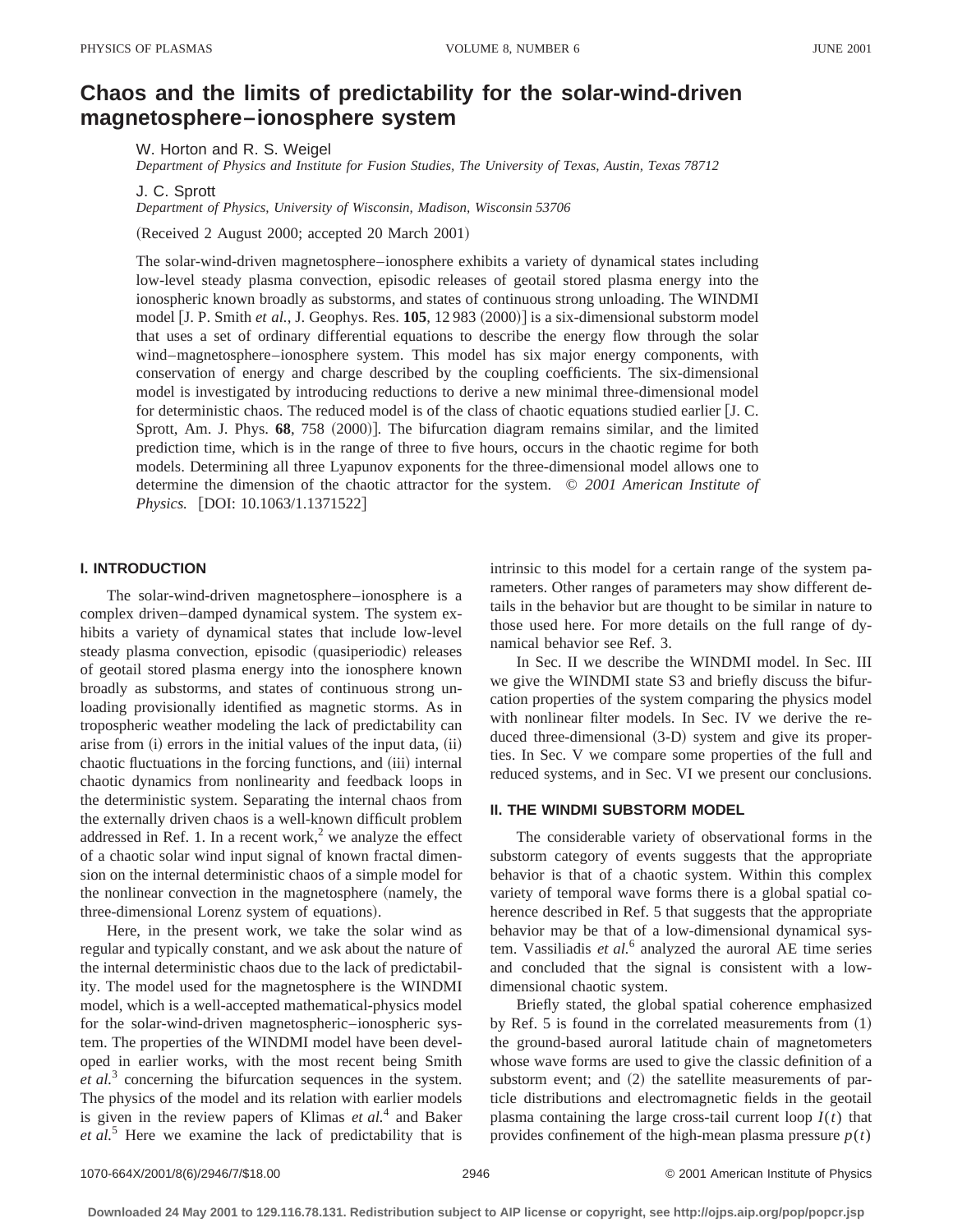# Chaos and the limits of predictability for the solar-wind-driven magnetosphere–ionosphere system

W. Horton and R. S. Weigel
*Department of Physics and Institute for Fusion Studies, The University of Texas, Austin, Texas 78712*

J. C. Sprott
*Department of Physics, University of Wisconsin, Madison, Wisconsin 53706*

(Received 2 August 2000; accepted 20 March 2001)

The solar-wind-driven magnetosphere–ionosphere exhibits a variety of dynamical states including low-level steady plasma convection, episodic releases of geotail stored plasma energy into the ionospheric known broadly as substorms, and states of continuous strong unloading. The WINDMI model [J. P. Smith *et al.*, J. Geophys. Res. **105**, 12 983 (2000)] is a six-dimensional substorm model that uses a set of ordinary differential equations to describe the energy flow through the solar wind–magnetosphere–ionosphere system. This model has six major energy components, with conservation of energy and charge described by the coupling coefficients. The six-dimensional model is investigated by introducing reductions to derive a new minimal three-dimensional model for deterministic chaos. The reduced model is of the class of chaotic equations studied earlier [J. C. Sprott, Am. J. Phys. **68**, 758 (2000)]. The bifurcation diagram remains similar, and the limited prediction time, which is in the range of three to five hours, occurs in the chaotic regime for both models. Determining all three Lyapunov exponents for the three-dimensional model allows one to determine the dimension of the chaotic attractor for the system. © *2001 American Institute of Physics.* [DOI: 10.1063/1.1371522]

## I. INTRODUCTION

The solar-wind-driven magnetosphere–ionosphere is a complex driven–damped dynamical system. The system exhibits a variety of dynamical states that include low-level steady plasma convection, episodic (quasiperiodic) releases of geotail stored plasma energy into the ionosphere known broadly as substorms, and states of continuous strong unloading provisionally identified as magnetic storms. As in tropospheric weather modeling the lack of predictability can arise from (i) errors in the initial values of the input data, (ii) chaotic fluctuations in the forcing functions, and (iii) internal chaotic dynamics from nonlinearity and feedback loops in the deterministic system. Separating the internal chaos from the externally driven chaos is a well-known difficult problem addressed in Ref. 1. In a recent work,[2] we analyze the effect of a chaotic solar wind input signal of known fractal dimension on the internal deterministic chaos of a simple model for the nonlinear convection in the magnetosphere (namely, the three-dimensional Lorenz system of equations).

Here, in the present work, we take the solar wind as regular and typically constant, and we ask about the nature of the internal deterministic chaos due to the lack of predictability. The model used for the magnetosphere is the WINDMI model, which is a well-accepted mathematical-physics model for the solar-wind-driven magnetospheric–ionospheric system. The properties of the WINDMI model have been developed in earlier works, with the most recent being Smith *et al.*[3] concerning the bifurcation sequences in the system. The physics of the model and its relation with earlier models is given in the review papers of Klimas *et al.*[4] and Baker *et al.*[5] Here we examine the lack of predictability that is intrinsic to this model for a certain range of the system parameters. Other ranges of parameters may show different details in the behavior but are thought to be similar in nature to those used here. For more details on the full range of dynamical behavior see Ref. 3.

In Sec. II we describe the WINDMI model. In Sec. III we give the WINDMI state S3 and briefly discuss the bifurcation properties of the system comparing the physics model with nonlinear filter models. In Sec. IV we derive the reduced three-dimensional (3-D) system and give its properties. In Sec. V we compare some properties of the full and reduced systems, and in Sec. VI we present our conclusions.

## II. THE WINDMI SUBSTORM MODEL

The considerable variety of observational forms in the substorm category of events suggests that the appropriate behavior is that of a chaotic system. Within this complex variety of temporal wave forms there is a global spatial coherence described in Ref. 5 that suggests that the appropriate behavior may be that of a low-dimensional dynamical system. Vassiliadis *et al.*[6] analyzed the auroral AE time series and concluded that the signal is consistent with a low-dimensional chaotic system.

Briefly stated, the global spatial coherence emphasized by Ref. 5 is found in the correlated measurements from (1) the ground-based auroral latitude chain of magnetometers whose wave forms are used to give the classic definition of a substorm event; and (2) the satellite measurements of particle distributions and electromagnetic fields in the geotail plasma containing the large cross-tail current loop $I(t)$ that provides confinement of the high-mean plasma pressure $p(t)$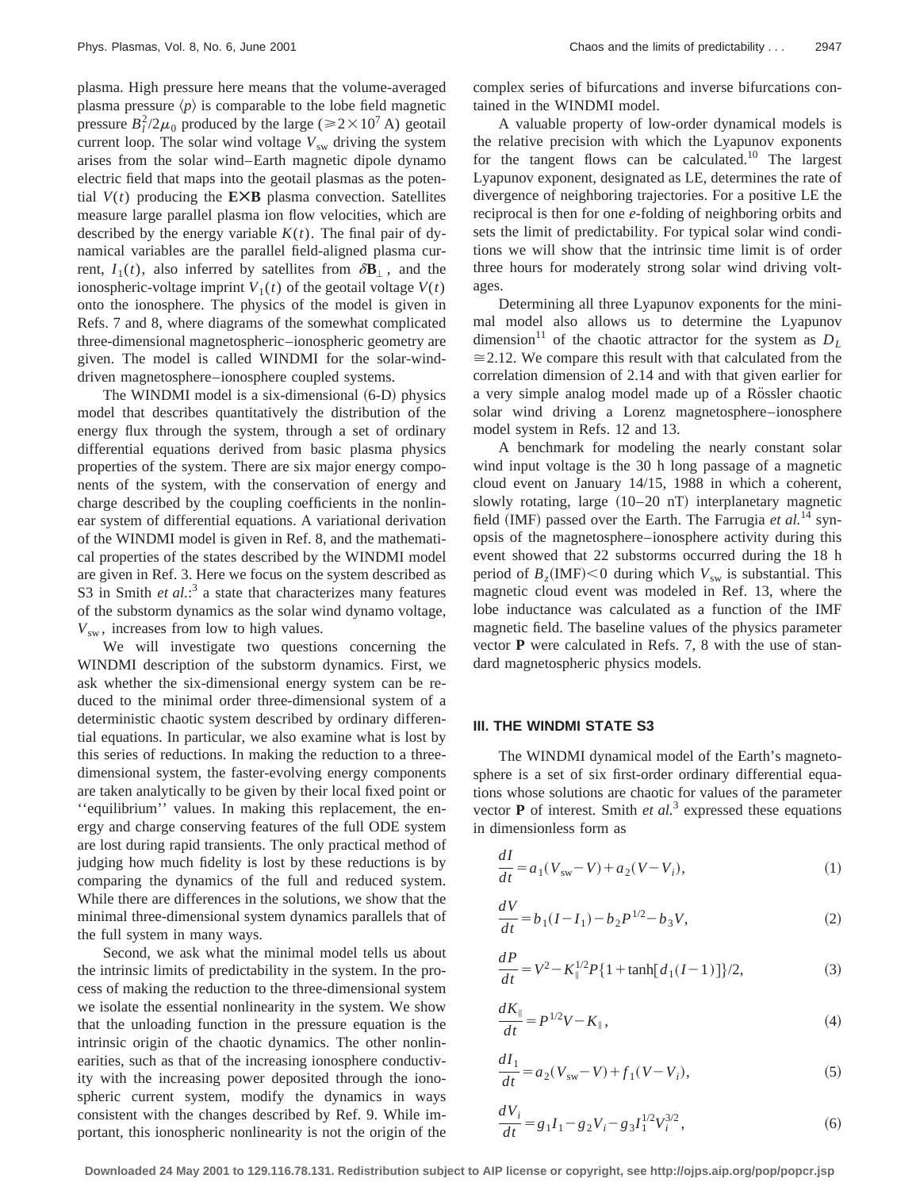plasma. High pressure here means that the volume-averaged plasma pressure $\langle p \rangle$ is comparable to the lobe field magnetic pressure $B_l^2/2\mu_0$ produced by the large ($\geqslant 2 \times 10^7$ A) geotail current loop. The solar wind voltage $V_{\rm sw}$ driving the system arises from the solar wind–Earth magnetic dipole dynamo electric field that maps into the geotail plasmas as the potential $V(t)$ producing the $\mathbf{E}\times\mathbf{B}$ plasma convection. Satellites measure large parallel plasma ion flow velocities, which are described by the energy variable $K(t)$. The final pair of dynamical variables are the parallel field-aligned plasma current, $I_1(t)$, also inferred by satellites from $\delta\mathbf{B}_\perp$, and the ionospheric-voltage imprint $V_1(t)$ of the geotail voltage $V(t)$ onto the ionosphere. The physics of the model is given in Refs. 7 and 8, where diagrams of the somewhat complicated three-dimensional magnetospheric–ionospheric geometry are given. The model is called WINDMI for the solar-wind-driven magnetosphere–ionosphere coupled systems.

The WINDMI model is a six-dimensional (6-D) physics model that describes quantitatively the distribution of the energy flux through the system, through a set of ordinary differential equations derived from basic plasma physics properties of the system. There are six major energy components of the system, with the conservation of energy and charge described by the coupling coefficients in the nonlinear system of differential equations. A variational derivation of the WINDMI model is given in Ref. 8, and the mathematical properties of the states described by the WINDMI model are given in Ref. 3. Here we focus on the system described as S3 in Smith *et al.*:[3] a state that characterizes many features of the substorm dynamics as the solar wind dynamo voltage, $V_{\rm sw}$, increases from low to high values.

We will investigate two questions concerning the WINDMI description of the substorm dynamics. First, we ask whether the six-dimensional energy system can be reduced to the minimal order three-dimensional system of a deterministic chaotic system described by ordinary differential equations. In particular, we also examine what is lost by this series of reductions. In making the reduction to a three-dimensional system, the faster-evolving energy components are taken analytically to be given by their local fixed point or "equilibrium" values. In making this replacement, the energy and charge conserving features of the full ODE system are lost during rapid transients. The only practical method of judging how much fidelity is lost by these reductions is by comparing the dynamics of the full and reduced system. While there are differences in the solutions, we show that the minimal three-dimensional system dynamics parallels that of the full system in many ways.

Second, we ask what the minimal model tells us about the intrinsic limits of predictability in the system. In the process of making the reduction to the three-dimensional system we isolate the essential nonlinearity in the system. We show that the unloading function in the pressure equation is the intrinsic origin of the chaotic dynamics. The other nonlinearities, such as that of the increasing ionosphere conductivity with the increasing power deposited through the ionospheric current system, modify the dynamics in ways consistent with the changes described by Ref. 9. While important, this ionospheric nonlinearity is not the origin of the complex series of bifurcations and inverse bifurcations contained in the WINDMI model.

A valuable property of low-order dynamical models is the relative precision with which the Lyapunov exponents for the tangent flows can be calculated.[10] The largest Lyapunov exponent, designated as LE, determines the rate of divergence of neighboring trajectories. For a positive LE the reciprocal is then for one *e*-folding of neighboring orbits and sets the limit of predictability. For typical solar wind conditions we will show that the intrinsic time limit is of order three hours for moderately strong solar wind driving voltages.

Determining all three Lyapunov exponents for the minimal model also allows us to determine the Lyapunov dimension[11] of the chaotic attractor for the system as $D_L \cong 2.12$. We compare this result with that calculated from the correlation dimension of 2.14 and with that given earlier for a very simple analog model made up of a Rössler chaotic solar wind driving a Lorenz magnetosphere–ionosphere model system in Refs. 12 and 13.

A benchmark for modeling the nearly constant solar wind input voltage is the 30 h long passage of a magnetic cloud event on January 14/15, 1988 in which a coherent, slowly rotating, large (10–20 nT) interplanetary magnetic field (IMF) passed over the Earth. The Farrugia *et al.*[14] synopsis of the magnetosphere–ionosphere activity during this event showed that 22 substorms occurred during the 18 h period of $B_z(\mathrm{IMF})<0$ during which $V_{\rm sw}$ is substantial. This magnetic cloud event was modeled in Ref. 13, where the lobe inductance was calculated as a function of the IMF magnetic field. The baseline values of the physics parameter vector $\mathbf{P}$ were calculated in Refs. 7, 8 with the use of standard magnetospheric physics models.

## III. THE WINDMI STATE S3

The WINDMI dynamical model of the Earth's magnetosphere is a set of six first-order ordinary differential equations whose solutions are chaotic for values of the parameter vector $\mathbf{P}$ of interest. Smith *et al.*[3] expressed these equations in dimensionless form as

$$\frac{dI}{dt} = a_1(V_{\rm sw}-V) + a_2(V-V_i), \tag{1}$$

$$\frac{dV}{dt} = b_1(I-I_1) - b_2 P^{1/2} - b_3 V, \tag{2}$$

$$\frac{dP}{dt} = V^2 - K_\parallel^{1/2} P\{1+\tanh[d_1(I-1)]\}/2, \tag{3}$$

$$\frac{dK_\parallel}{dt} = P^{1/2}V - K_\parallel, \tag{4}$$

$$\frac{dI_1}{dt} = a_2(V_{\rm sw}-V) + f_1(V-V_i), \tag{5}$$

$$\frac{dV_i}{dt} = g_1 I_1 - g_2 V_i - g_3 I_1^{1/2} V_i^{3/2}, \tag{6}$$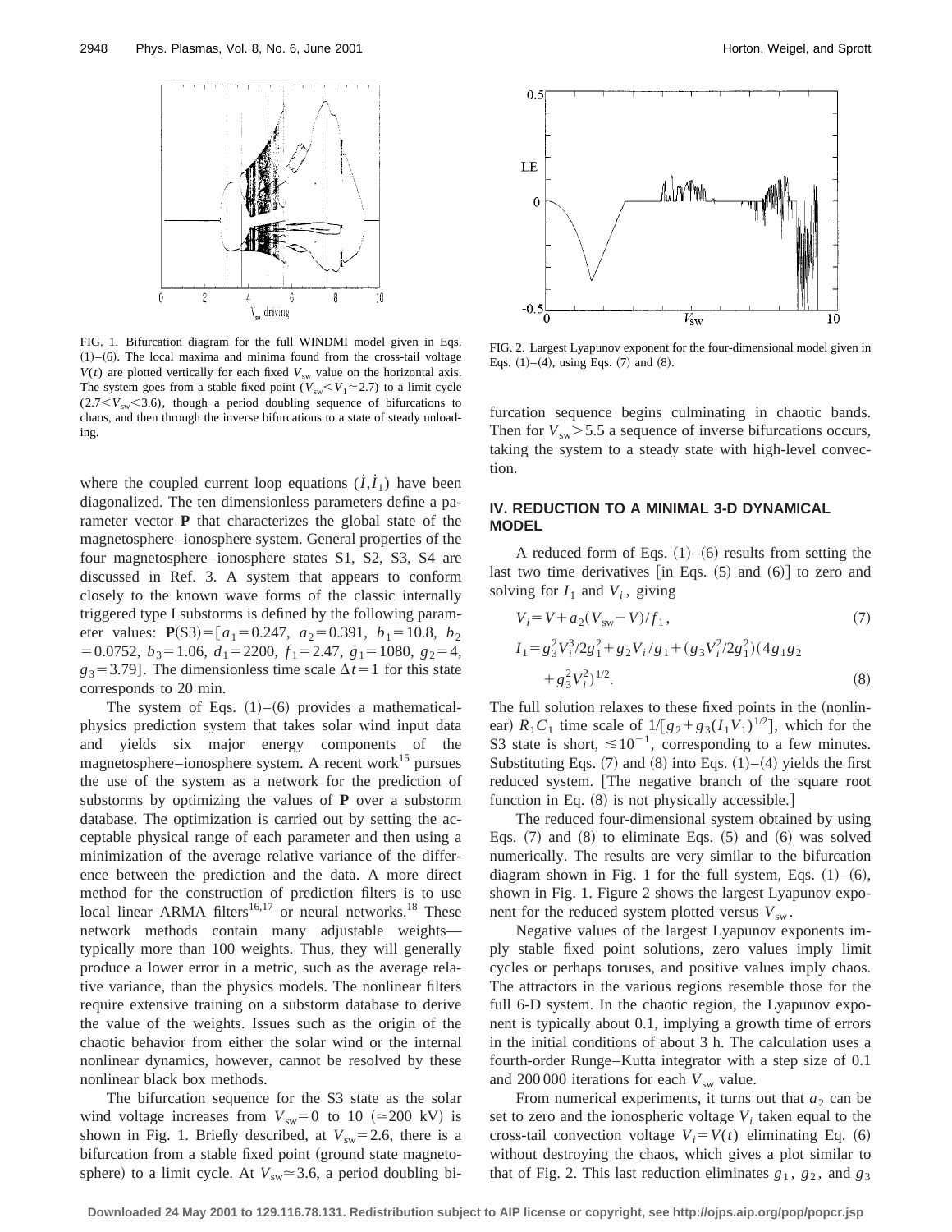FIG. 1. Bifurcation diagram for the full WINDMI model given in Eqs. (1)–(6). The local maxima and minima found from the cross-tail voltage $V(t)$ are plotted vertically for each fixed $V_{sw}$ value on the horizontal axis. The system goes from a stable fixed point ($V_{sw} < V_1 \simeq 2.7$) to a limit cycle ($2.7 < V_{sw} < 3.6$), though a period doubling sequence of bifurcations to chaos, and then through the inverse bifurcations to a state of steady unloading.

FIG. 2. Largest Lyapunov exponent for the four-dimensional model given in Eqs. (1)–(4), using Eqs. (7) and (8).

where the coupled current loop equations $(\dot{I}, \dot{I}_1)$ have been diagonalized. The ten dimensionless parameters define a parameter vector **P** that characterizes the global state of the magnetosphere–ionosphere system. General properties of the four magnetosphere–ionosphere states S1, S2, S3, S4 are discussed in Ref. 3. A system that appears to conform closely to the known wave forms of the classic internally triggered type I substorms is defined by the following parameter values: $\mathbf{P}(\mathrm{S3}) = [a_1 = 0.247,\ a_2 = 0.391,\ b_1 = 10.8,\ b_2 = 0.0752,\ b_3 = 1.06,\ d_1 = 2200,\ f_1 = 2.47,\ g_1 = 1080,\ g_2 = 4,\ g_3 = 3.79]$. The dimensionless time scale $\Delta t = 1$ for this state corresponds to 20 min.

The system of Eqs. (1)–(6) provides a mathematical-physics prediction system that takes solar wind input data and yields six major energy components of the magnetosphere–ionosphere system. A recent work[15] pursues the use of the system as a network for the prediction of substorms by optimizing the values of **P** over a substorm database. The optimization is carried out by setting the acceptable physical range of each parameter and then using a minimization of the average relative variance of the difference between the prediction and the data. A more direct method for the construction of prediction filters is to use local linear ARMA filters[16,17] or neural networks.[18] These network methods contain many adjustable weights—typically more than 100 weights. Thus, they will generally produce a lower error in a metric, such as the average relative variance, than the physics models. The nonlinear filters require extensive training on a substorm database to derive the value of the weights. Issues such as the origin of the chaotic behavior from either the solar wind or the internal nonlinear dynamics, however, cannot be resolved by these nonlinear black box methods.

The bifurcation sequence for the S3 state as the solar wind voltage increases from $V_{sw} = 0$ to 10 ($\simeq 200$ kV) is shown in Fig. 1. Briefly described, at $V_{sw} = 2.6$, there is a bifurcation from a stable fixed point (ground state magnetosphere) to a limit cycle. At $V_{sw} \simeq 3.6$, a period doubling bifurcation sequence begins culminating in chaotic bands. Then for $V_{sw} > 5.5$ a sequence of inverse bifurcations occurs, taking the system to a steady state with high-level convection.

## IV. REDUCTION TO A MINIMAL 3-D DYNAMICAL MODEL

A reduced form of Eqs. (1)–(6) results from setting the last two time derivatives [in Eqs. (5) and (6)] to zero and solving for $I_1$ and $V_i$, giving

$$V_i = V + a_2(V_{sw} - V)/f_1, \tag{7}$$

$$I_1 = g_3^2 V_i^3 / 2g_1^2 + g_2 V_i / g_1 + (g_3 V_i^2 / 2g_1^2)(4g_1 g_2 + g_3^2 V_i^2)^{1/2}. \tag{8}$$

The full solution relaxes to these fixed points in the (nonlinear) $R_1 C_1$ time scale of $1/[g_2 + g_3 (I_1 V_1)^{1/2}]$, which for the S3 state is short, $\lesssim 10^{-1}$, corresponding to a few minutes. Substituting Eqs. (7) and (8) into Eqs. (1)–(4) yields the first reduced system. [The negative branch of the square root function in Eq. (8) is not physically accessible.]

The reduced four-dimensional system obtained by using Eqs. (7) and (8) to eliminate Eqs. (5) and (6) was solved numerically. The results are very similar to the bifurcation diagram shown in Fig. 1 for the full system, Eqs. (1)–(6), shown in Fig. 1. Figure 2 shows the largest Lyapunov exponent for the reduced system plotted versus $V_{sw}$.

Negative values of the largest Lyapunov exponents imply stable fixed point solutions, zero values imply limit cycles or perhaps toruses, and positive values imply chaos. The attractors in the various regions resemble those for the full 6-D system. In the chaotic region, the Lyapunov exponent is typically about 0.1, implying a growth time of errors in the initial conditions of about 3 h. The calculation uses a fourth-order Runge–Kutta integrator with a step size of 0.1 and 200 000 iterations for each $V_{sw}$ value.

From numerical experiments, it turns out that $a_2$ can be set to zero and the ionospheric voltage $V_i$ taken equal to the cross-tail convection voltage $V_i = V(t)$ eliminating Eq. (6) without destroying the chaos, which gives a plot similar to that of Fig. 2. This last reduction eliminates $g_1$, $g_2$, and $g_3$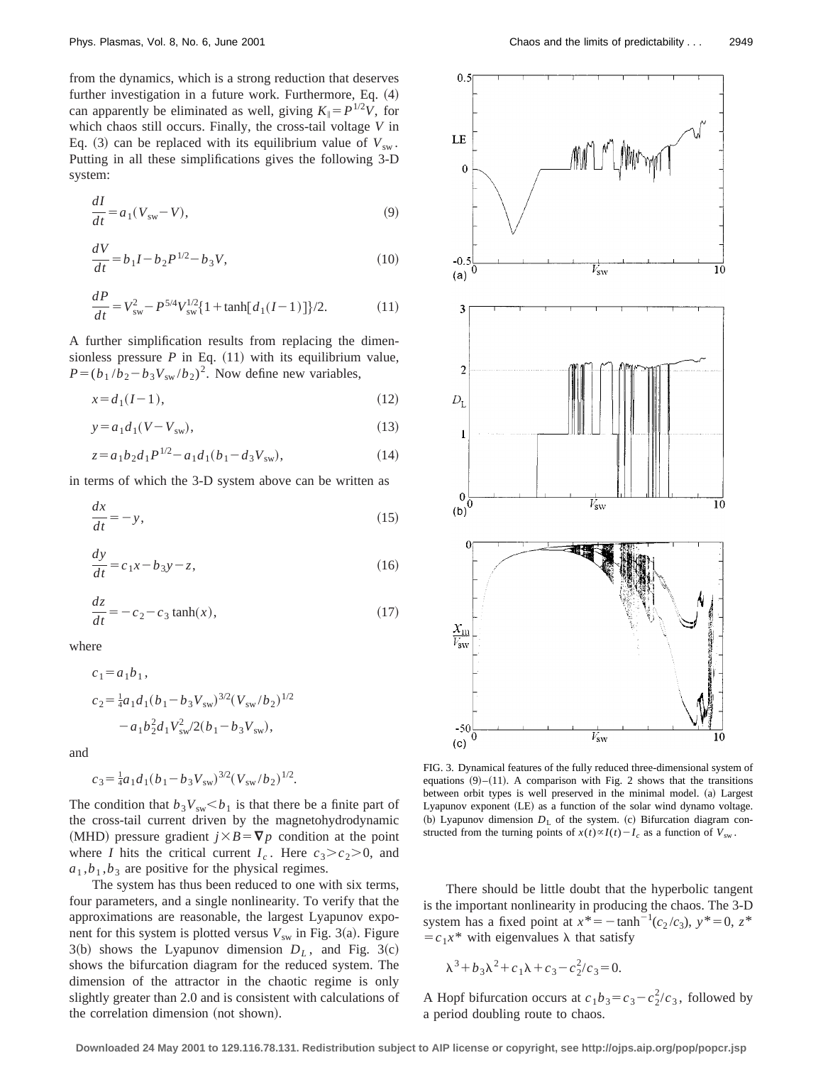from the dynamics, which is a strong reduction that deserves further investigation in a future work. Furthermore, Eq. (4) can apparently be eliminated as well, giving $K_{\parallel}=P^{1/2}V$, for which chaos still occurs. Finally, the cross-tail voltage $V$ in Eq. (3) can be replaced with its equilibrium value of $V_{\mathrm{sw}}$. Putting in all these simplifications gives the following 3-D system:

$$\frac{dI}{dt}=a_1(V_{\mathrm{sw}}-V), \tag{9}$$

$$\frac{dV}{dt}=b_1 I-b_2 P^{1/2}-b_3 V, \tag{10}$$

$$\frac{dP}{dt}=V_{\mathrm{sw}}^2-P^{5/4}V_{\mathrm{sw}}^{1/2}\{1+\tanh[d_1(I-1)]\}/2. \tag{11}$$

A further simplification results from replacing the dimensionless pressure $P$ in Eq. (11) with its equilibrium value, $P=(b_1/b_2-b_3V_{\mathrm{sw}}/b_2)^2$. Now define new variables,

$$x=d_1(I-1), \tag{12}$$

$$y=a_1d_1(V-V_{\mathrm{sw}}), \tag{13}$$

$$z=a_1b_2d_1P^{1/2}-a_1d_1(b_1-d_3V_{\mathrm{sw}}), \tag{14}$$

in terms of which the 3-D system above can be written as

$$\frac{dx}{dt}=-y, \tag{15}$$

$$\frac{dy}{dt}=c_1x-b_3y-z, \tag{16}$$

$$\frac{dz}{dt}=-c_2-c_3\tanh(x), \tag{17}$$

where

$$c_1=a_1b_1,$$

$$c_2=\tfrac{1}{4}a_1d_1(b_1-b_3V_{\mathrm{sw}})^{3/2}(V_{\mathrm{sw}}/b_2)^{1/2}-a_1b_2^2d_1V_{\mathrm{sw}}^2/2(b_1-b_3V_{\mathrm{sw}}),$$

and

$$c_3=\tfrac{1}{4}a_1d_1(b_1-b_3V_{\mathrm{sw}})^{3/2}(V_{\mathrm{sw}}/b_2)^{1/2}.$$

The condition that $b_3V_{\mathrm{sw}}<b_1$ is that there be a finite part of the cross-tail current driven by the magnetohydrodynamic (MHD) pressure gradient $j\times B=\nabla p$ condition at the point where $I$ hits the critical current $I_c$. Here $c_3>c_2>0$, and $a_1,b_1,b_3$ are positive for the physical regimes.

The system has thus been reduced to one with six terms, four parameters, and a single nonlinearity. To verify that the approximations are reasonable, the largest Lyapunov exponent for this system is plotted versus $V_{\mathrm{sw}}$ in Fig. 3(a). Figure 3(b) shows the Lyapunov dimension $D_L$, and Fig. 3(c) shows the bifurcation diagram for the reduced system. The dimension of the attractor in the chaotic regime is only slightly greater than 2.0 and is consistent with calculations of the correlation dimension (not shown).

FIG. 3. Dynamical features of the fully reduced three-dimensional system of equations (9)–(11). A comparison with Fig. 2 shows that the transitions between orbit types is well preserved in the minimal model. (a) Largest Lyapunov exponent (LE) as a function of the solar wind dynamo voltage. (b) Lyapunov dimension $D_L$ of the system. (c) Bifurcation diagram constructed from the turning points of $x(t)\propto I(t)-I_c$ as a function of $V_{\mathrm{sw}}$.

There should be little doubt that the hyperbolic tangent is the important nonlinearity in producing the chaos. The 3-D system has a fixed point at $x^*=-\tanh^{-1}(c_2/c_3)$, $y^*=0$, $z^*=c_1x^*$ with eigenvalues $\lambda$ that satisfy

$$\lambda^3+b_3\lambda^2+c_1\lambda+c_3-c_2^2/c_3=0.$$

A Hopf bifurcation occurs at $c_1b_3=c_3-c_2^2/c_3$, followed by a period doubling route to chaos.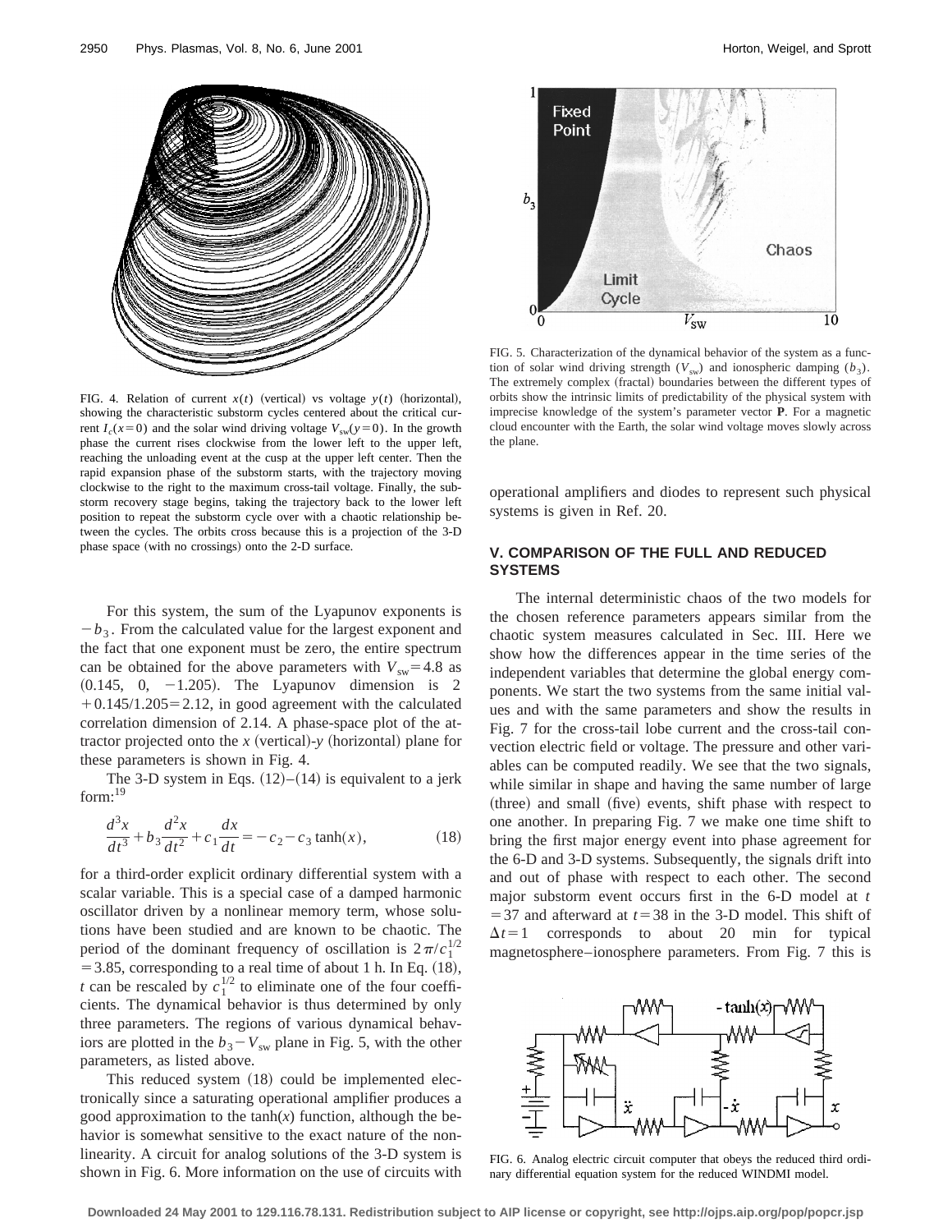FIG. 4. Relation of current $x(t)$ (vertical) vs voltage $y(t)$ (horizontal), showing the characteristic substorm cycles centered about the critical current $I_c(x=0)$ and the solar wind driving voltage $V_{sw}(y=0)$. In the growth phase the current rises clockwise from the lower left to the upper left, reaching the unloading event at the cusp at the upper left center. Then the rapid expansion phase of the substorm starts, with the trajectory moving clockwise to the right to the maximum cross-tail voltage. Finally, the substorm recovery stage begins, taking the trajectory back to the lower left position to repeat the substorm cycle over with a chaotic relationship between the cycles. The orbits cross because this is a projection of the 3-D phase space (with no crossings) onto the 2-D surface.

For this system, the sum of the Lyapunov exponents is $-b_3$. From the calculated value for the largest exponent and the fact that one exponent must be zero, the entire spectrum can be obtained for the above parameters with $V_{sw}=4.8$ as $(0.145,\ 0,\ -1.205)$. The Lyapunov dimension is $2+0.145/1.205=2.12$, in good agreement with the calculated correlation dimension of 2.14. A phase-space plot of the attractor projected onto the $x$ (vertical)-$y$ (horizontal) plane for these parameters is shown in Fig. 4.

The 3-D system in Eqs. (12)–(14) is equivalent to a jerk form:[19]

$$\frac{d^3x}{dt^3}+b_3\frac{d^2x}{dt^2}+c_1\frac{dx}{dt}=-c_2-c_3\tanh(x), \tag{18}$$

for a third-order explicit ordinary differential system with a scalar variable. This is a special case of a damped harmonic oscillator driven by a nonlinear memory term, whose solutions have been studied and are known to be chaotic. The period of the dominant frequency of oscillation is $2\pi/c_1^{1/2}=3.85$, corresponding to a real time of about 1 h. In Eq. (18), $t$ can be rescaled by $c_1^{1/2}$ to eliminate one of the four coefficients. The dynamical behavior is thus determined by only three parameters. The regions of various dynamical behaviors are plotted in the $b_3-V_{sw}$ plane in Fig. 5, with the other parameters, as listed above.

This reduced system (18) could be implemented electronically since a saturating operational amplifier produces a good approximation to the $\tanh(x)$ function, although the behavior is somewhat sensitive to the exact nature of the nonlinearity. A circuit for analog solutions of the 3-D system is shown in Fig. 6. More information on the use of circuits with operational amplifiers and diodes to represent such physical systems is given in Ref. 20.

FIG. 5. Characterization of the dynamical behavior of the system as a function of solar wind driving strength ($V_{sw}$) and ionospheric damping ($b_3$). The extremely complex (fractal) boundaries between the different types of orbits show the intrinsic limits of predictability of the physical system with imprecise knowledge of the system's parameter vector **P**. For a magnetic cloud encounter with the Earth, the solar wind voltage moves slowly across the plane.

## V. COMPARISON OF THE FULL AND REDUCED SYSTEMS

The internal deterministic chaos of the two models for the chosen reference parameters appears similar from the chaotic system measures calculated in Sec. III. Here we show how the differences appear in the time series of the independent variables that determine the global energy components. We start the two systems from the same initial values and with the same parameters and show the results in Fig. 7 for the cross-tail lobe current and the cross-tail convection electric field or voltage. The pressure and other variables can be computed readily. We see that the two signals, while similar in shape and having the same number of large (three) and small (five) events, shift phase with respect to one another. In preparing Fig. 7 we make one time shift to bring the first major energy event into phase agreement for the 6-D and 3-D systems. Subsequently, the signals drift into and out of phase with respect to each other. The second major substorm event occurs first in the 6-D model at $t=37$ and afterward at $t=38$ in the 3-D model. This shift of $\Delta t=1$ corresponds to about 20 min for typical magnetosphere–ionosphere parameters. From Fig. 7 this is

FIG. 6. Analog electric circuit computer that obeys the reduced third ordinary differential equation system for the reduced WINDMI model.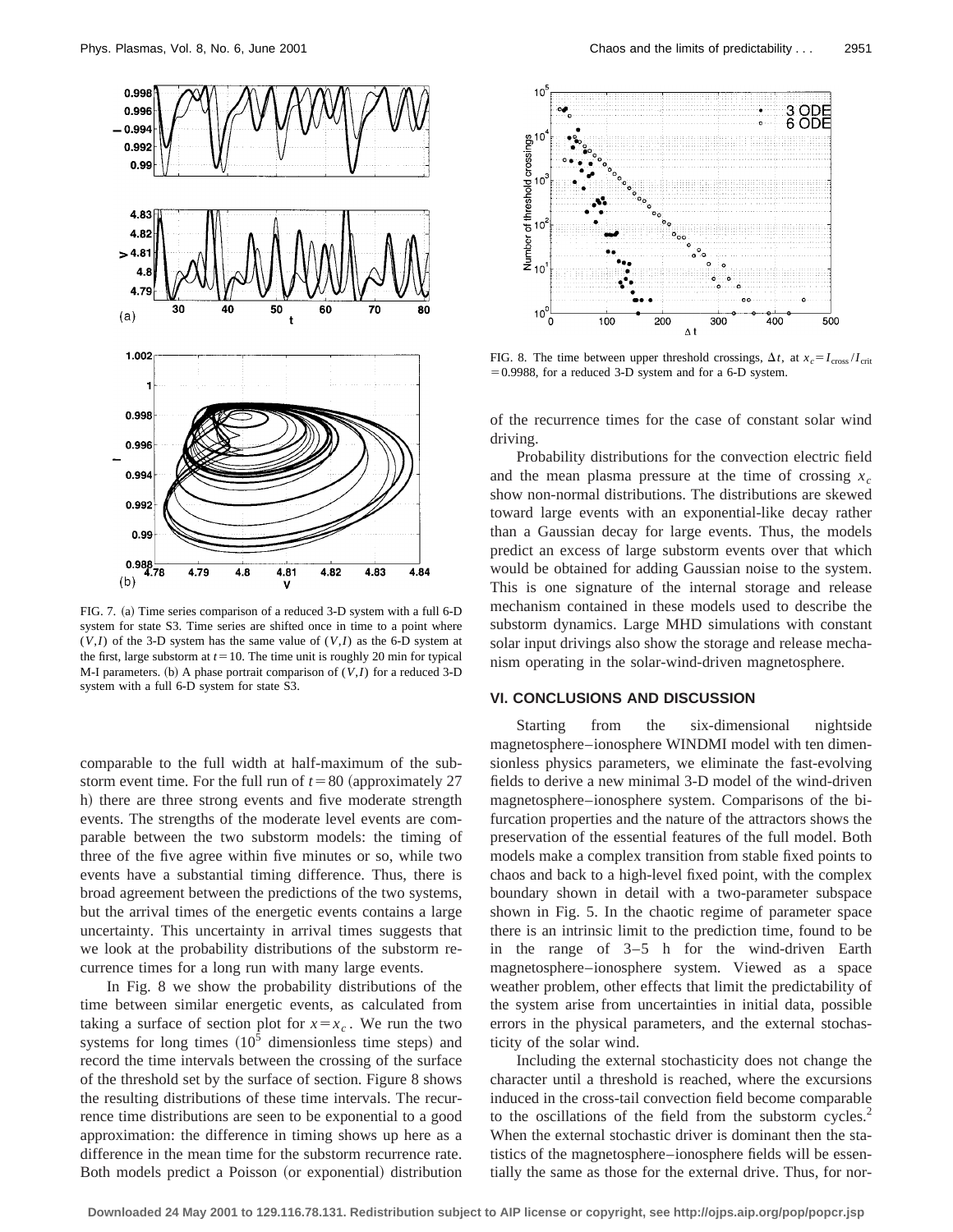FIG. 7. (a) Time series comparison of a reduced 3-D system with a full 6-D system for state S3. Time series are shifted once in time to a point where $(V,I)$ of the 3-D system has the same value of $(V,I)$ as the 6-D system at the first, large substorm at $t=10$. The time unit is roughly 20 min for typical M-I parameters. (b) A phase portrait comparison of $(V,I)$ for a reduced 3-D system with a full 6-D system for state S3.

comparable to the full width at half-maximum of the substorm event time. For the full run of $t=80$ (approximately 27 h) there are three strong events and five moderate strength events. The strengths of the moderate level events are comparable between the two substorm models: the timing of three of the five agree within five minutes or so, while two events have a substantial timing difference. Thus, there is broad agreement between the predictions of the two systems, but the arrival times of the energetic events contains a large uncertainty. This uncertainty in arrival times suggests that we look at the probability distributions of the substorm recurrence times for a long run with many large events.

In Fig. 8 we show the probability distributions of the time between similar energetic events, as calculated from taking a surface of section plot for $x=x_c$. We run the two systems for long times ($10^5$ dimensionless time steps) and record the time intervals between the crossing of the surface of the threshold set by the surface of section. Figure 8 shows the resulting distributions of these time intervals. The recurrence time distributions are seen to be exponential to a good approximation: the difference in timing shows up here as a difference in the mean time for the substorm recurrence rate. Both models predict a Poisson (or exponential) distribution of the recurrence times for the case of constant solar wind driving.

FIG. 8. The time between upper threshold crossings, $\Delta t$, at $x_c = I_{\rm cross}/I_{\rm crit} = 0.9988$, for a reduced 3-D system and for a 6-D system.

Probability distributions for the convection electric field and the mean plasma pressure at the time of crossing $x_c$ show non-normal distributions. The distributions are skewed toward large events with an exponential-like decay rather than a Gaussian decay for large events. Thus, the models predict an excess of large substorm events over that which would be obtained for adding Gaussian noise to the system. This is one signature of the internal storage and release mechanism contained in these models used to describe the substorm dynamics. Large MHD simulations with constant solar input drivings also show the storage and release mechanism operating in the solar-wind-driven magnetosphere.

## VI. CONCLUSIONS AND DISCUSSION

Starting from the six-dimensional nightside magnetosphere–ionosphere WINDMI model with ten dimensionless physics parameters, we eliminate the fast-evolving fields to derive a new minimal 3-D model of the wind-driven magnetosphere–ionosphere system. Comparisons of the bifurcation properties and the nature of the attractors shows the preservation of the essential features of the full model. Both models make a complex transition from stable fixed points to chaos and back to a high-level fixed point, with the complex boundary shown in detail with a two-parameter subspace shown in Fig. 5. In the chaotic regime of parameter space there is an intrinsic limit to the prediction time, found to be in the range of 3–5 h for the wind-driven Earth magnetosphere–ionosphere system. Viewed as a space weather problem, other effects that limit the predictability of the system arise from uncertainties in initial data, possible errors in the physical parameters, and the external stochasticity of the solar wind.

Including the external stochasticity does not change the character until a threshold is reached, where the excursions induced in the cross-tail convection field become comparable to the oscillations of the field from the substorm cycles.[2] When the external stochastic driver is dominant then the statistics of the magnetosphere–ionosphere fields will be essentially the same as those for the external drive. Thus, for nor-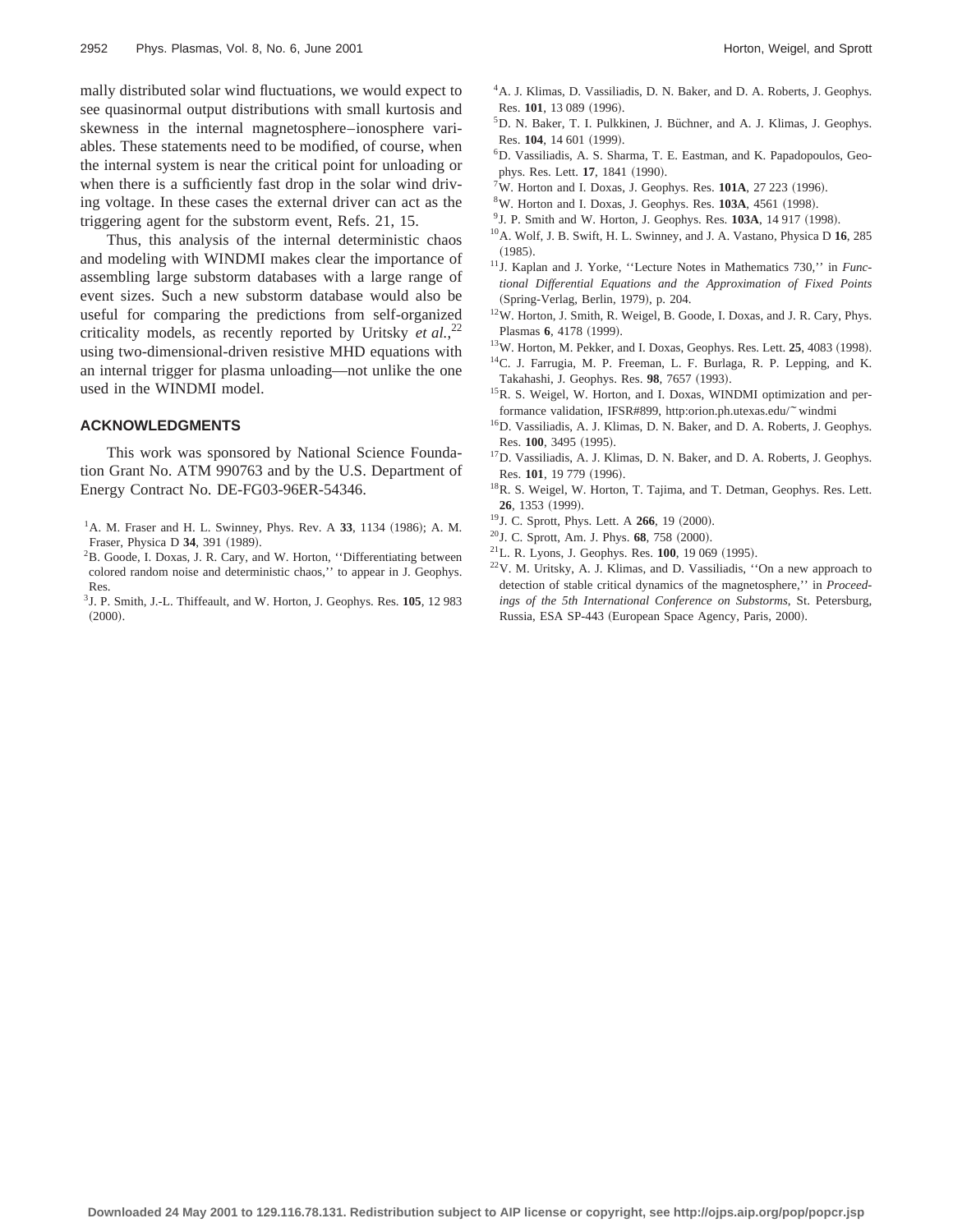mally distributed solar wind fluctuations, we would expect to see quasinormal output distributions with small kurtosis and skewness in the internal magnetosphere–ionosphere variables. These statements need to be modified, of course, when the internal system is near the critical point for unloading or when there is a sufficiently fast drop in the solar wind driving voltage. In these cases the external driver can act as the triggering agent for the substorm event, Refs. 21, 15.

Thus, this analysis of the internal deterministic chaos and modeling with WINDMI makes clear the importance of assembling large substorm databases with a large range of event sizes. Such a new substorm database would also be useful for comparing the predictions from self-organized criticality models, as recently reported by Uritsky *et al.*,[22] using two-dimensional-driven resistive MHD equations with an internal trigger for plasma unloading—not unlike the one used in the WINDMI model.

## ACKNOWLEDGMENTS

This work was sponsored by National Science Foundation Grant No. ATM 990763 and by the U.S. Department of Energy Contract No. DE-FG03-96ER-54346.

[1] A. M. Fraser and H. L. Swinney, Phys. Rev. A **33**, 1134 (1986); A. M. Fraser, Physica D **34**, 391 (1989).

[2] B. Goode, I. Doxas, J. R. Cary, and W. Horton, ''Differentiating between colored random noise and deterministic chaos,'' to appear in J. Geophys. Res.

[3] J. P. Smith, J.-L. Thiffeault, and W. Horton, J. Geophys. Res. **105**, 12 983 (2000).

[4] A. J. Klimas, D. Vassiliadis, D. N. Baker, and D. A. Roberts, J. Geophys. Res. **101**, 13 089 (1996).

[5] D. N. Baker, T. I. Pulkkinen, J. Büchner, and A. J. Klimas, J. Geophys. Res. **104**, 14 601 (1999).

[6] D. Vassiliadis, A. S. Sharma, T. E. Eastman, and K. Papadopoulos, Geophys. Res. Lett. **17**, 1841 (1990).

[7] W. Horton and I. Doxas, J. Geophys. Res. **101A**, 27 223 (1996).

[8] W. Horton and I. Doxas, J. Geophys. Res. **103A**, 4561 (1998).

[9] J. P. Smith and W. Horton, J. Geophys. Res. **103A**, 14 917 (1998).

[10] A. Wolf, J. B. Swift, H. L. Swinney, and J. A. Vastano, Physica D **16**, 285 (1985).

[11] J. Kaplan and J. Yorke, ''Lecture Notes in Mathematics 730,'' in *Functional Differential Equations and the Approximation of Fixed Points* (Spring-Verlag, Berlin, 1979), p. 204.

[12] W. Horton, J. Smith, R. Weigel, B. Goode, I. Doxas, and J. R. Cary, Phys. Plasmas **6**, 4178 (1999).

[13] W. Horton, M. Pekker, and I. Doxas, Geophys. Res. Lett. **25**, 4083 (1998).

[14] C. J. Farrugia, M. P. Freeman, L. F. Burlaga, R. P. Lepping, and K. Takahashi, J. Geophys. Res. **98**, 7657 (1993).

[15] R. S. Weigel, W. Horton, and I. Doxas, WINDMI optimization and performance validation, IFSR#899, http:orion.ph.utexas.edu/~windmi

[16] D. Vassiliadis, A. J. Klimas, D. N. Baker, and D. A. Roberts, J. Geophys. Res. **100**, 3495 (1995).

[17] D. Vassiliadis, A. J. Klimas, D. N. Baker, and D. A. Roberts, J. Geophys. Res. **101**, 19 779 (1996).

[18] R. S. Weigel, W. Horton, T. Tajima, and T. Detman, Geophys. Res. Lett. **26**, 1353 (1999).

[19] J. C. Sprott, Phys. Lett. A **266**, 19 (2000).

[20] J. C. Sprott, Am. J. Phys. **68**, 758 (2000).

[21] L. R. Lyons, J. Geophys. Res. **100**, 19 069 (1995).

[22] V. M. Uritsky, A. J. Klimas, and D. Vassiliadis, ''On a new approach to detection of stable critical dynamics of the magnetosphere,'' in *Proceedings of the 5th International Conference on Substorms*, St. Petersburg, Russia, ESA SP-443 (European Space Agency, Paris, 2000).